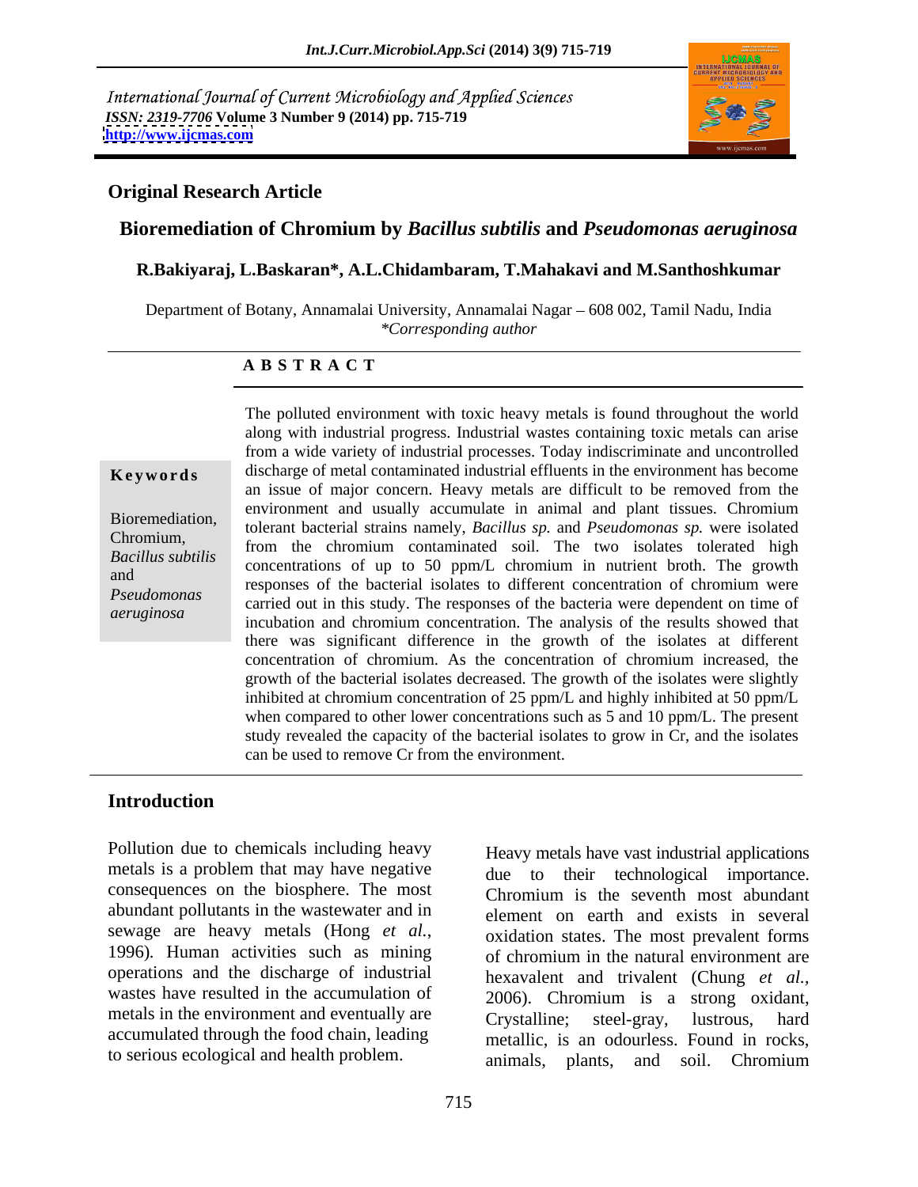International Journal of Current Microbiology and Applied Sciences
*ISSN: 2319-7706* **Volume 3 Number 9 (2014) pp. 715-719**
**http://www.ijcmas.com**

## Original Research Article

# Bioremediation of Chromium by *Bacillus subtilis* and *Pseudomonas aeruginosa*

**R.Bakiyaraj, L.Baskaran\*, A.L.Chidambaram, T.Mahakavi and M.Santhoshkumar**

Department of Botany, Annamalai University, Annamalai Nagar – 608 002, Tamil Nadu, India
*\*Corresponding author*

### A B S T R A C T

**Keywords**

Bioremediation, Chromium, *Bacillus subtilis* and *Pseudomonas aeruginosa*

The polluted environment with toxic heavy metals is found throughout the world along with industrial progress. Industrial wastes containing toxic metals can arise from a wide variety of industrial processes. Today indiscriminate and uncontrolled discharge of metal contaminated industrial effluents in the environment has become an issue of major concern. Heavy metals are difficult to be removed from the environment and usually accumulate in animal and plant tissues. Chromium tolerant bacterial strains namely, *Bacillus sp.* and *Pseudomonas sp.* were isolated from the chromium contaminated soil. The two isolates tolerated high concentrations of up to 50 ppm/L chromium in nutrient broth. The growth responses of the bacterial isolates to different concentration of chromium were carried out in this study. The responses of the bacteria were dependent on time of incubation and chromium concentration. The analysis of the results showed that there was significant difference in the growth of the isolates at different concentration of chromium. As the concentration of chromium increased, the growth of the bacterial isolates decreased. The growth of the isolates were slightly inhibited at chromium concentration of 25 ppm/L and highly inhibited at 50 ppm/L when compared to other lower concentrations such as 5 and 10 ppm/L. The present study revealed the capacity of the bacterial isolates to grow in Cr, and the isolates can be used to remove Cr from the environment.

## Introduction

Pollution due to chemicals including heavy metals is a problem that may have negative consequences on the biosphere. The most abundant pollutants in the wastewater and in sewage are heavy metals (Hong *et al.*, 1996). Human activities such as mining operations and the discharge of industrial wastes have resulted in the accumulation of metals in the environment and eventually are accumulated through the food chain, leading to serious ecological and health problem.

Heavy metals have vast industrial applications due to their technological importance. Chromium is the seventh most abundant element on earth and exists in several oxidation states. The most prevalent forms of chromium in the natural environment are hexavalent and trivalent (Chung *et al.*, 2006). Chromium is a strong oxidant, Crystalline; steel-gray, lustrous, hard metallic, is an odourless. Found in rocks, animals, plants, and soil. Chromium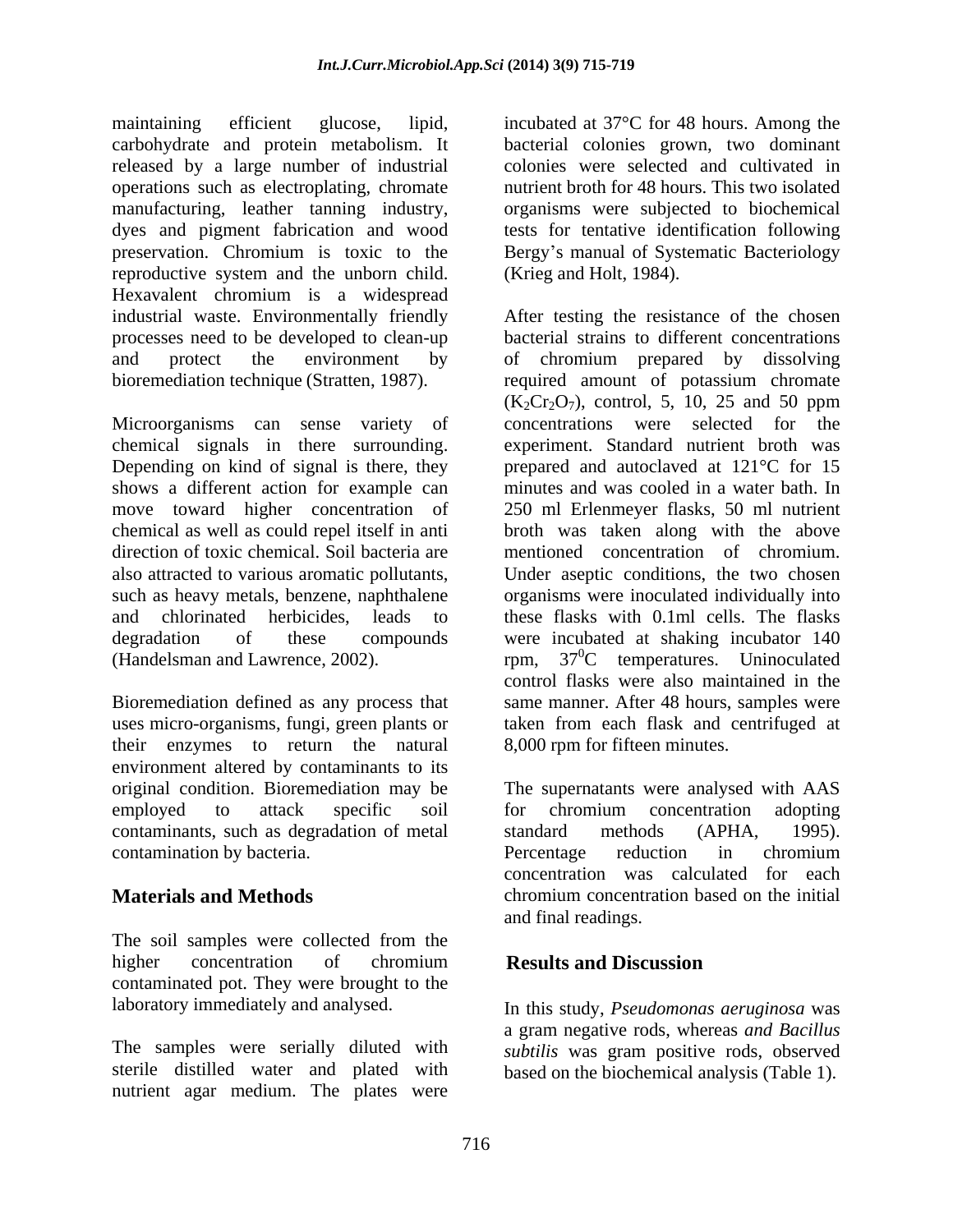maintaining efficient glucose, lipid, carbohydrate and protein metabolism. It released by a large number of industrial operations such as electroplating, chromate manufacturing, leather tanning industry, dyes and pigment fabrication and wood preservation. Chromium is toxic to the reproductive system and the unborn child. Hexavalent chromium is a widespread industrial waste. Environmentally friendly processes need to be developed to clean-up and protect the environment by bioremediation technique (Stratten, 1987).

Microorganisms can sense variety of chemical signals in there surrounding. Depending on kind of signal is there, they shows a different action for example can move toward higher concentration of chemical as well as could repel itself in anti direction of toxic chemical. Soil bacteria are also attracted to various aromatic pollutants, such as heavy metals, benzene, naphthalene and chlorinated herbicides, leads to degradation of these compounds (Handelsman and Lawrence, 2002).

Bioremediation defined as any process that uses micro-organisms, fungi, green plants or their enzymes to return the natural environment altered by contaminants to its original condition. Bioremediation may be employed to attack specific soil contaminants, such as degradation of metal contamination by bacteria.

## Materials and Methods

The soil samples were collected from the higher concentration of chromium contaminated pot. They were brought to the laboratory immediately and analysed.

The samples were serially diluted with sterile distilled water and plated with nutrient agar medium. The plates were incubated at 37°C for 48 hours. Among the bacterial colonies grown, two dominant colonies were selected and cultivated in nutrient broth for 48 hours. This two isolated organisms were subjected to biochemical tests for tentative identification following Bergy's manual of Systematic Bacteriology (Krieg and Holt, 1984).

After testing the resistance of the chosen bacterial strains to different concentrations of chromium prepared by dissolving required amount of potassium chromate ($K_2Cr_2O_7$), control, 5, 10, 25 and 50 ppm concentrations were selected for the experiment. Standard nutrient broth was prepared and autoclaved at 121°C for 15 minutes and was cooled in a water bath. In 250 ml Erlenmeyer flasks, 50 ml nutrient broth was taken along with the above mentioned concentration of chromium. Under aseptic conditions, the two chosen organisms were inoculated individually into these flasks with 0.1ml cells. The flasks were incubated at shaking incubator 140 rpm, $37^0$C temperatures. Uninoculated control flasks were also maintained in the same manner. After 48 hours, samples were taken from each flask and centrifuged at 8,000 rpm for fifteen minutes.

The supernatants were analysed with AAS for chromium concentration adopting standard methods (APHA, 1995). Percentage reduction in chromium concentration was calculated for each chromium concentration based on the initial and final readings.

## Results and Discussion

In this study, *Pseudomonas aeruginosa* was a gram negative rods, whereas *and Bacillus subtilis* was gram positive rods, observed based on the biochemical analysis (Table 1).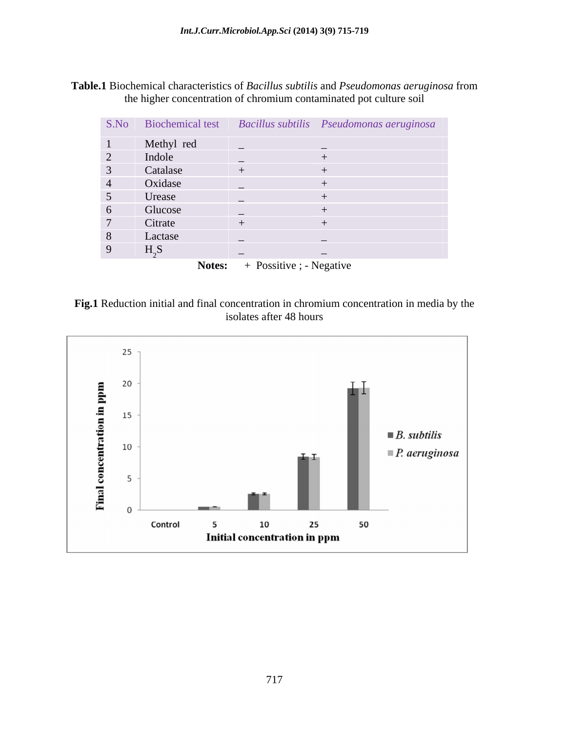**Table.1** Biochemical characteristics of *Bacillus subtilis* and *Pseudomonas aeruginosa* from the higher concentration of chromium contaminated pot culture soil

| S.No | Biochemical test | *Bacillus subtilis* | *Pseudomonas aeruginosa* |
|---|---|---|---|
| 1 | Methyl red | _ | _ |
| 2 | Indole | _ | + |
| 3 | Catalase | + | + |
| 4 | Oxidase | _ | + |
| 5 | Urease | _ | + |
| 6 | Glucose | _ | + |
| 7 | Citrate | + | + |
| 8 | Lactase | _ | _ |
| 9 | $H_2S$ | _ | _ |

**Notes:** + Possitive ; - Negative

**Fig.1** Reduction initial and final concentration in chromium concentration in media by the isolates after 48 hours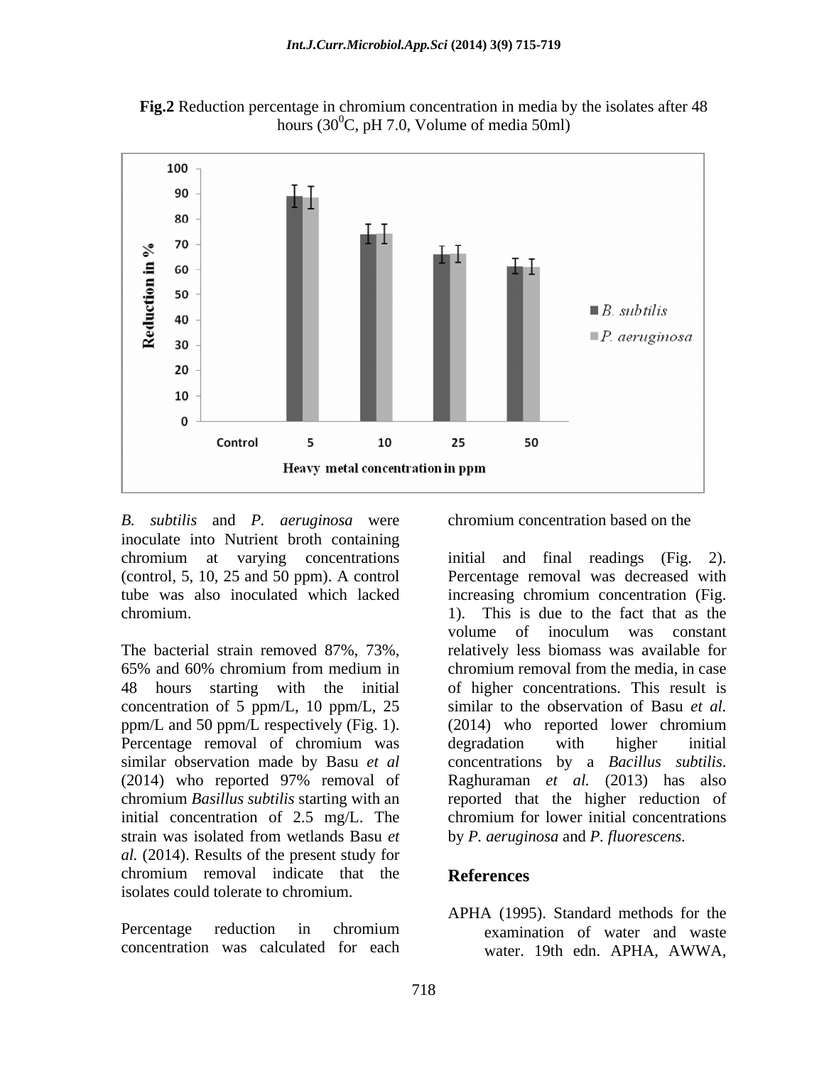**Fig.2** Reduction percentage in chromium concentration in media by the isolates after 48 hours ($30^0$C, pH 7.0, Volume of media 50ml)

*B. subtilis* and *P. aeruginosa* were inoculate into Nutrient broth containing chromium at varying concentrations (control, 5, 10, 25 and 50 ppm). A control tube was also inoculated which lacked chromium.

The bacterial strain removed 87%, 73%, 65% and 60% chromium from medium in 48 hours starting with the initial concentration of 5 ppm/L, 10 ppm/L, 25 ppm/L and 50 ppm/L respectively (Fig. 1). Percentage removal of chromium was similar observation made by Basu *et al* (2014) who reported 97% removal of chromium *Basillus subtilis* starting with an initial concentration of 2.5 mg/L. The strain was isolated from wetlands Basu *et al.* (2014). Results of the present study for chromium removal indicate that the isolates could tolerate to chromium.

Percentage reduction in chromium concentration was calculated for each chromium concentration based on the initial and final readings (Fig. 2). Percentage removal was decreased with increasing chromium concentration (Fig. 1). This is due to the fact that as the volume of inoculum was constant relatively less biomass was available for chromium removal from the media, in case of higher concentrations. This result is similar to the observation of Basu *et al.* (2014) who reported lower chromium degradation with higher initial concentrations by a *Bacillus subtilis*. Raghuraman *et al.* (2013) has also reported that the higher reduction of chromium for lower initial concentrations by *P. aeruginosa* and *P. fluorescens.*

## References

APHA (1995). Standard methods for the examination of water and waste water. 19th edn. APHA, AWWA,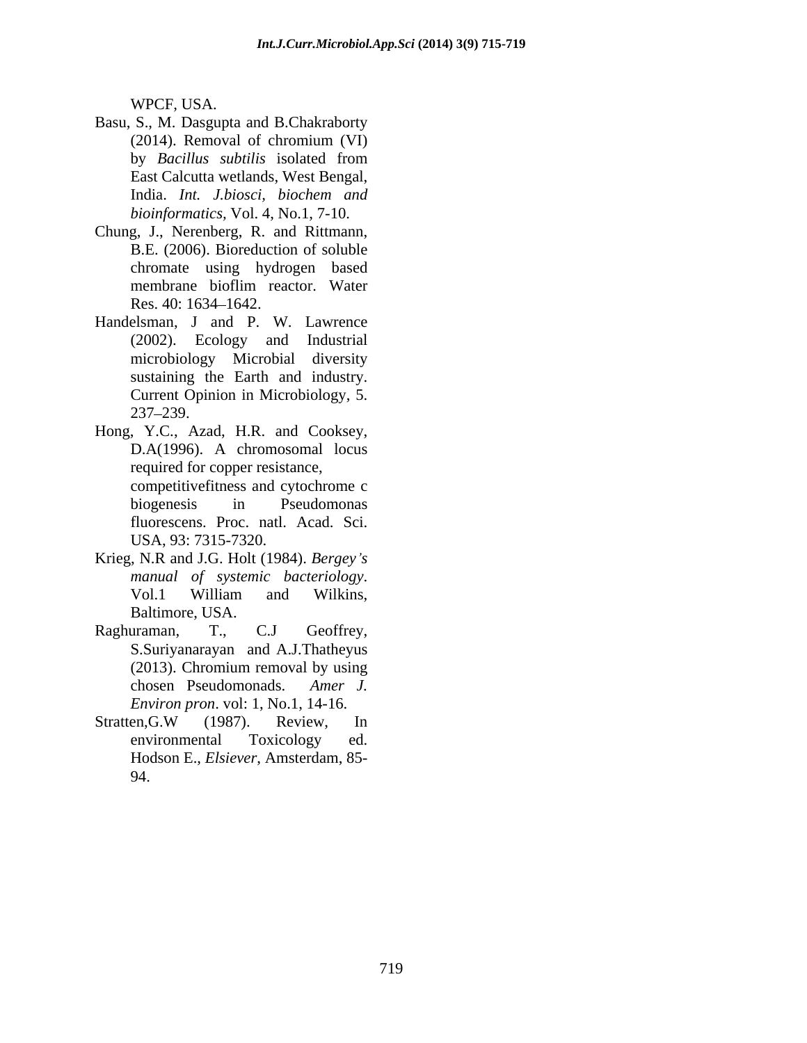WPCF, USA.

Basu, S., M. Dasgupta and B.Chakraborty (2014). Removal of chromium (VI) by *Bacillus subtilis* isolated from East Calcutta wetlands, West Bengal, India. *Int. J.biosci, biochem and bioinformatics,* Vol. 4, No.1, 7-10.

Chung, J., Nerenberg, R. and Rittmann, B.E. (2006). Bioreduction of soluble chromate using hydrogen based membrane bioflim reactor. Water Res. 40: 1634–1642.

Handelsman, J and P. W. Lawrence (2002). Ecology and Industrial microbiology Microbial diversity sustaining the Earth and industry. Current Opinion in Microbiology, 5. 237–239.

Hong, Y.C., Azad, H.R. and Cooksey, D.A(1996). A chromosomal locus required for copper resistance, competitivefitness and cytochrome c biogenesis in Pseudomonas fluorescens. Proc. natl. Acad. Sci. USA, 93: 7315-7320.

Krieg, N.R and J.G. Holt (1984). *Bergey's manual of systemic bacteriology*. Vol.1 William and Wilkins, Baltimore, USA.

Raghuraman, T., C.J Geoffrey, S.Suriyanarayan and A.J.Thatheyus (2013). Chromium removal by using chosen Pseudomonads. *Amer J. Environ pron*. vol: 1, No.1, 14-16.

Stratten,G.W (1987). Review, In environmental Toxicology ed. Hodson E., *Elsiever*, Amsterdam, 85-94.